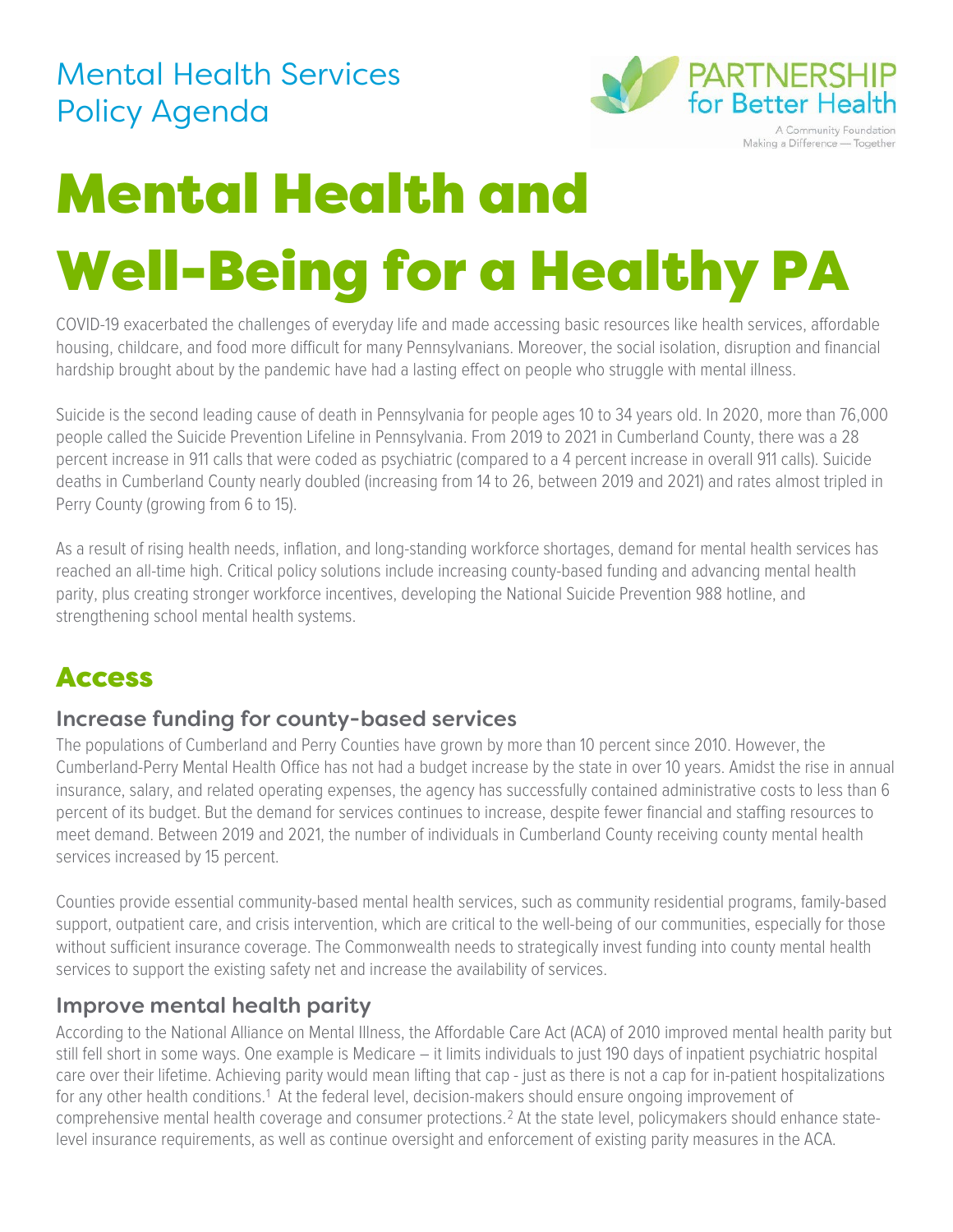Mental Health Services Policy Agenda

PARTNERSHIP for Better Health

A Community Foundation Making a Difference — Together

# Mental Health and Well-Being for a Healthy PA

COVID-19 exacerbated the challenges of everyday life and made accessing basic resources like health services, affordable housing, childcare, and food more difficult for many Pennsylvanians. Moreover, the social isolation, disruption and financial hardship brought about by the pandemic have had a lasting effect on people who struggle with mental illness.

Suicide is the second leading cause of death in Pennsylvania for people ages 10 to 34 years old. In 2020, more than 76,000 people called the Suicide Prevention Lifeline in Pennsylvania. From 2019 to 2021 in Cumberland County, there was a 28 percent increase in 911 calls that were coded as psychiatric (compared to a 4 percent increase in overall 911 calls). Suicide deaths in Cumberland County nearly doubled (increasing from 14 to 26, between 2019 and 2021) and rates almost tripled in Perry County (growing from 6 to 15).

As a result of rising health needs, inflation, and long-standing workforce shortages, demand for mental health services has reached an all-time high. Critical policy solutions include increasing county-based funding and advancing mental health parity, plus creating stronger workforce incentives, developing the National Suicide Prevention 988 hotline, and strengthening school mental health systems.

## Access

### Increase funding for county-based services

The populations of Cumberland and Perry Counties have grown by more than 10 percent since 2010. However, the Cumberland-Perry Mental Health Office has not had a budget increase by the state in over 10 years. Amidst the rise in annual insurance, salary, and related operating expenses, the agency has successfully contained administrative costs to less than 6 percent of its budget. But the demand for services continues to increase, despite fewer financial and staffing resources to meet demand. Between 2019 and 2021, the number of individuals in Cumberland County receiving county mental health services increased by 15 percent.

Counties provide essential community-based mental health services, such as community residential programs, family-based support, outpatient care, and crisis intervention, which are critical to the well-being of our communities, especially for those without sufficient insurance coverage. The Commonwealth needs to strategically invest funding into county mental health services to support the existing safety net and increase the availability of services.

### Improve mental health parity

According to the National Alliance on Mental Illness, the Affordable Care Act (ACA) of 2010 improved mental health parity but still fell short in some ways. One example is Medicare – it limits individuals to just 190 days of inpatient psychiatric hospital care over their lifetime. Achieving parity would mean lifting that cap - just as there is not a cap for in-patient hospitalizations for any other health conditions.[1] At the federal level, decision-makers should ensure ongoing improvement of comprehensive mental health coverage and consumer protections.[2] At the state level, policymakers should enhance state-level insurance requirements, as well as continue oversight and enforcement of existing parity measures in the ACA.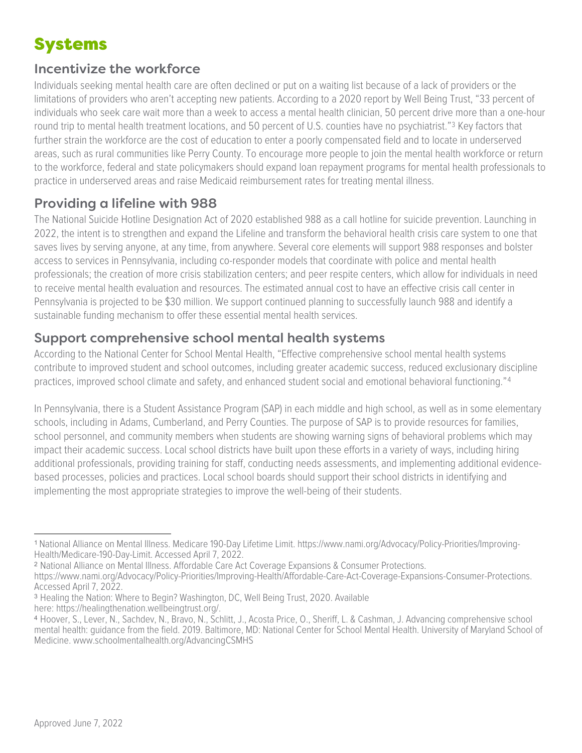# Systems

## Incentivize the workforce

Individuals seeking mental health care are often declined or put on a waiting list because of a lack of providers or the limitations of providers who aren't accepting new patients. According to a 2020 report by Well Being Trust, "33 percent of individuals who seek care wait more than a week to access a mental health clinician, 50 percent drive more than a one-hour round trip to mental health treatment locations, and 50 percent of U.S. counties have no psychiatrist."[3] Key factors that further strain the workforce are the cost of education to enter a poorly compensated field and to locate in underserved areas, such as rural communities like Perry County. To encourage more people to join the mental health workforce or return to the workforce, federal and state policymakers should expand loan repayment programs for mental health professionals to practice in underserved areas and raise Medicaid reimbursement rates for treating mental illness.

## Providing a lifeline with 988

The National Suicide Hotline Designation Act of 2020 established 988 as a call hotline for suicide prevention. Launching in 2022, the intent is to strengthen and expand the Lifeline and transform the behavioral health crisis care system to one that saves lives by serving anyone, at any time, from anywhere. Several core elements will support 988 responses and bolster access to services in Pennsylvania, including co-responder models that coordinate with police and mental health professionals; the creation of more crisis stabilization centers; and peer respite centers, which allow for individuals in need to receive mental health evaluation and resources. The estimated annual cost to have an effective crisis call center in Pennsylvania is projected to be $30 million. We support continued planning to successfully launch 988 and identify a sustainable funding mechanism to offer these essential mental health services.

## Support comprehensive school mental health systems

According to the National Center for School Mental Health, "Effective comprehensive school mental health systems contribute to improved student and school outcomes, including greater academic success, reduced exclusionary discipline practices, improved school climate and safety, and enhanced student social and emotional behavioral functioning."[4]

In Pennsylvania, there is a Student Assistance Program (SAP) in each middle and high school, as well as in some elementary schools, including in Adams, Cumberland, and Perry Counties. The purpose of SAP is to provide resources for families, school personnel, and community members when students are showing warning signs of behavioral problems which may impact their academic success. Local school districts have built upon these efforts in a variety of ways, including hiring additional professionals, providing training for staff, conducting needs assessments, and implementing additional evidence-based processes, policies and practices. Local school boards should support their school districts in identifying and implementing the most appropriate strategies to improve the well-being of their students.

---

[1] National Alliance on Mental Illness. Medicare 190-Day Lifetime Limit. https://www.nami.org/Advocacy/Policy-Priorities/Improving-Health/Medicare-190-Day-Limit. Accessed April 7, 2022.

[2] National Alliance on Mental Illness. Affordable Care Act Coverage Expansions & Consumer Protections. https://www.nami.org/Advocacy/Policy-Priorities/Improving-Health/Affordable-Care-Act-Coverage-Expansions-Consumer-Protections. Accessed April 7, 2022.

[3] Healing the Nation: Where to Begin? Washington, DC, Well Being Trust, 2020. Available here: https://healingthenation.wellbeingtrust.org/.

[4] Hoover, S., Lever, N., Sachdev, N., Bravo, N., Schlitt, J., Acosta Price, O., Sheriff, L. & Cashman, J. Advancing comprehensive school mental health: guidance from the field. 2019. Baltimore, MD: National Center for School Mental Health. University of Maryland School of Medicine. www.schoolmentalhealth.org/AdvancingCSMHS

Approved June 7, 2022